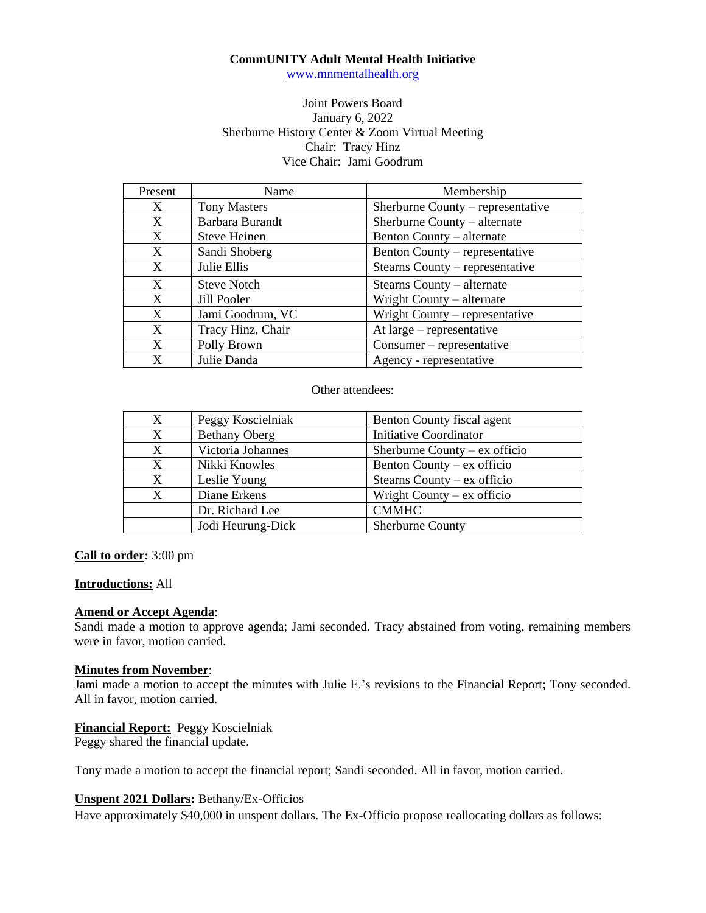**CommUNITY Adult Mental Health Initiative**
www.mnmentalhealth.org

Joint Powers Board
January 6, 2022
Sherburne History Center & Zoom Virtual Meeting
Chair: Tracy Hinz
Vice Chair: Jami Goodrum

| Present | Name | Membership |
|---|---|---|
| X | Tony Masters | Sherburne County – representative |
| X | Barbara Burandt | Sherburne County – alternate |
| X | Steve Heinen | Benton County – alternate |
| X | Sandi Shoberg | Benton County – representative |
| X | Julie Ellis | Stearns County – representative |
| X | Steve Notch | Stearns County – alternate |
| X | Jill Pooler | Wright County – alternate |
| X | Jami Goodrum, VC | Wright County – representative |
| X | Tracy Hinz, Chair | At large – representative |
| X | Polly Brown | Consumer – representative |
| X | Julie Danda | Agency - representative |

Other attendees:

| | | |
|---|---|---|
| X | Peggy Koscielniak | Benton County fiscal agent |
| X | Bethany Oberg | Initiative Coordinator |
| X | Victoria Johannes | Sherburne County – ex officio |
| X | Nikki Knowles | Benton County – ex officio |
| X | Leslie Young | Stearns County – ex officio |
| X | Diane Erkens | Wright County – ex officio |
| | Dr. Richard Lee | CMMHC |
| | Jodi Heurung-Dick | Sherburne County |

**Call to order:** 3:00 pm

**Introductions:** All

**Amend or Accept Agenda**:
Sandi made a motion to approve agenda; Jami seconded. Tracy abstained from voting, remaining members were in favor, motion carried.

**Minutes from November**:
Jami made a motion to accept the minutes with Julie E.'s revisions to the Financial Report; Tony seconded. All in favor, motion carried.

**Financial Report:** Peggy Koscielniak
Peggy shared the financial update.

Tony made a motion to accept the financial report; Sandi seconded. All in favor, motion carried.

**Unspent 2021 Dollars:** Bethany/Ex-Officios
Have approximately $40,000 in unspent dollars. The Ex-Officio propose reallocating dollars as follows: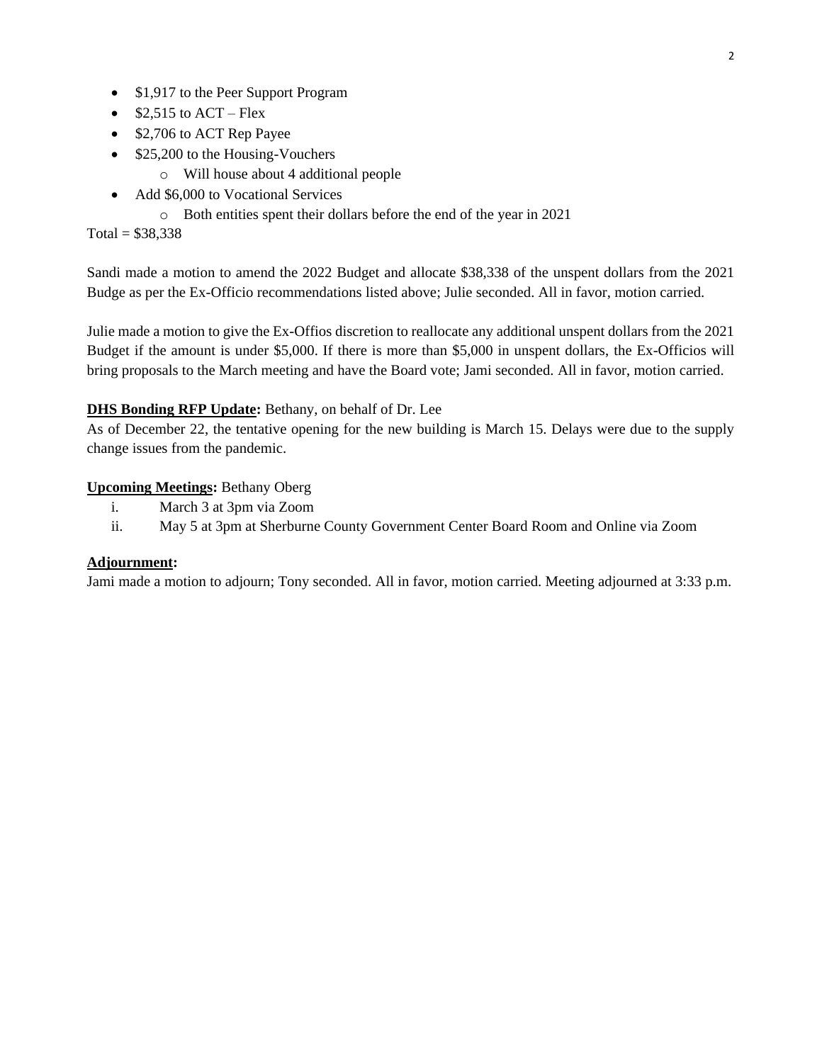- $1,917 to the Peer Support Program
- $2,515 to ACT – Flex
- $2,706 to ACT Rep Payee
- $25,200 to the Housing-Vouchers
  - Will house about 4 additional people
- Add $6,000 to Vocational Services
  - Both entities spent their dollars before the end of the year in 2021

Total = $38,338

Sandi made a motion to amend the 2022 Budget and allocate $38,338 of the unspent dollars from the 2021 Budge as per the Ex-Officio recommendations listed above; Julie seconded. All in favor, motion carried.

Julie made a motion to give the Ex-Offios discretion to reallocate any additional unspent dollars from the 2021 Budget if the amount is under $5,000. If there is more than $5,000 in unspent dollars, the Ex-Officios will bring proposals to the March meeting and have the Board vote; Jami seconded. All in favor, motion carried.

**<u>DHS Bonding RFP Update</u>:** Bethany, on behalf of Dr. Lee

As of December 22, the tentative opening for the new building is March 15. Delays were due to the supply change issues from the pandemic.

**<u>Upcoming Meetings</u>:** Bethany Oberg

i. March 3 at 3pm via Zoom
ii. May 5 at 3pm at Sherburne County Government Center Board Room and Online via Zoom

**<u>Adjournment</u>:**

Jami made a motion to adjourn; Tony seconded. All in favor, motion carried. Meeting adjourned at 3:33 p.m.